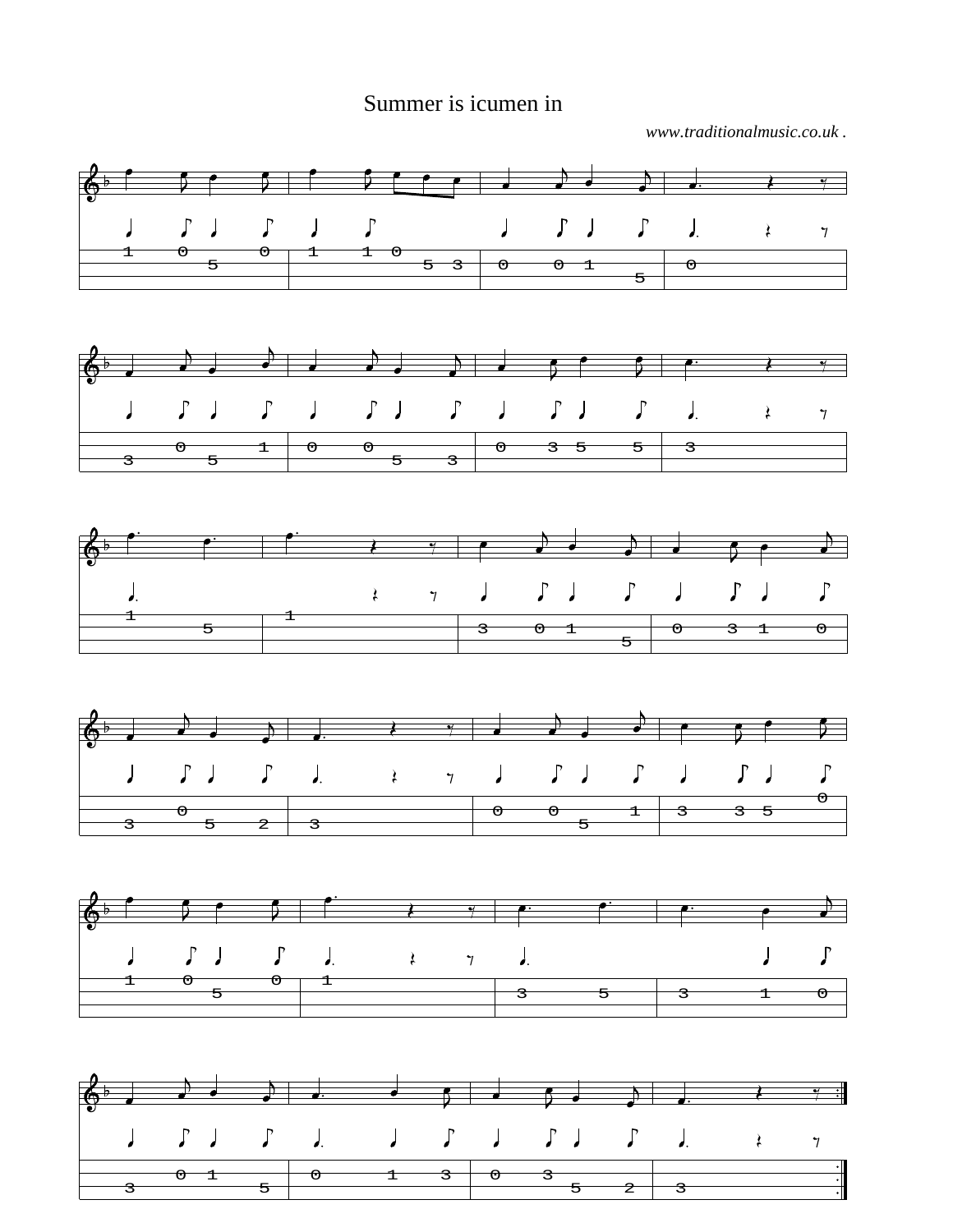# Summer is icumen in

*www.traditionalmusic.co.uk .*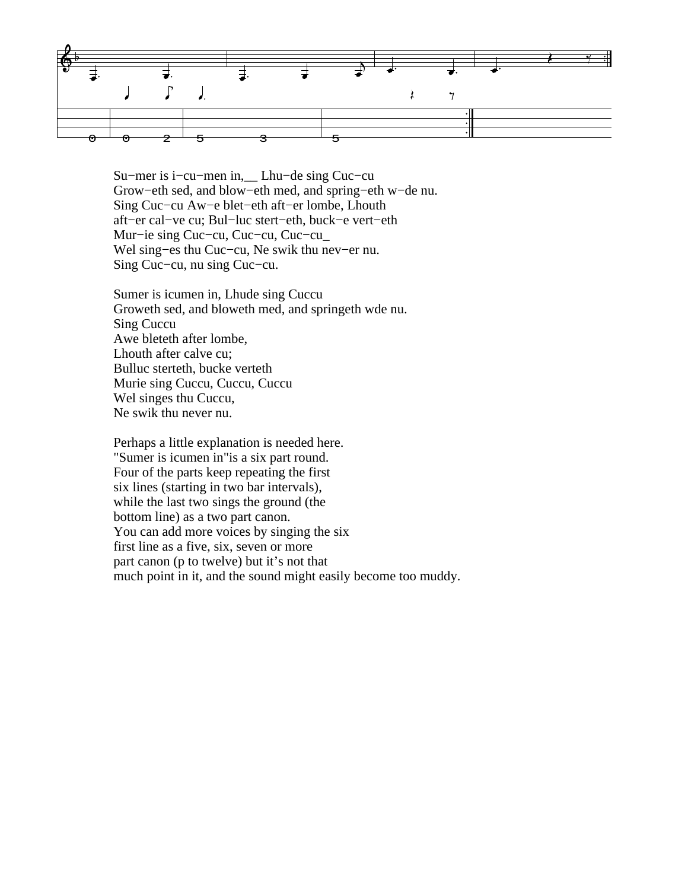Su−mer is i−cu−men in,__ Lhu−de sing Cuc−cu
Grow−eth sed, and blow−eth med, and spring−eth w−de nu.
Sing Cuc−cu Aw−e blet−eth aft−er lombe, Lhouth
aft−er cal−ve cu; Bul−luc stert−eth, buck−e vert−eth
Mur−ie sing Cuc−cu, Cuc−cu, Cuc−cu_
Wel sing−es thu Cuc−cu, Ne swik thu nev−er nu.
Sing Cuc−cu, nu sing Cuc−cu.

Sumer is icumen in, Lhude sing Cuccu
Groweth sed, and bloweth med, and springeth wde nu.
Sing Cuccu
Awe bleteth after lombe,
Lhouth after calve cu;
Bulluc sterteth, bucke verteth
Murie sing Cuccu, Cuccu, Cuccu
Wel singes thu Cuccu,
Ne swik thu never nu.

Perhaps a little explanation is needed here.
"Sumer is icumen in"is a six part round.
Four of the parts keep repeating the first
six lines (starting in two bar intervals),
while the last two sings the ground (the
bottom line) as a two part canon.
You can add more voices by singing the six
first line as a five, six, seven or more
part canon (p to twelve) but it's not that
much point in it, and the sound might easily become too muddy.